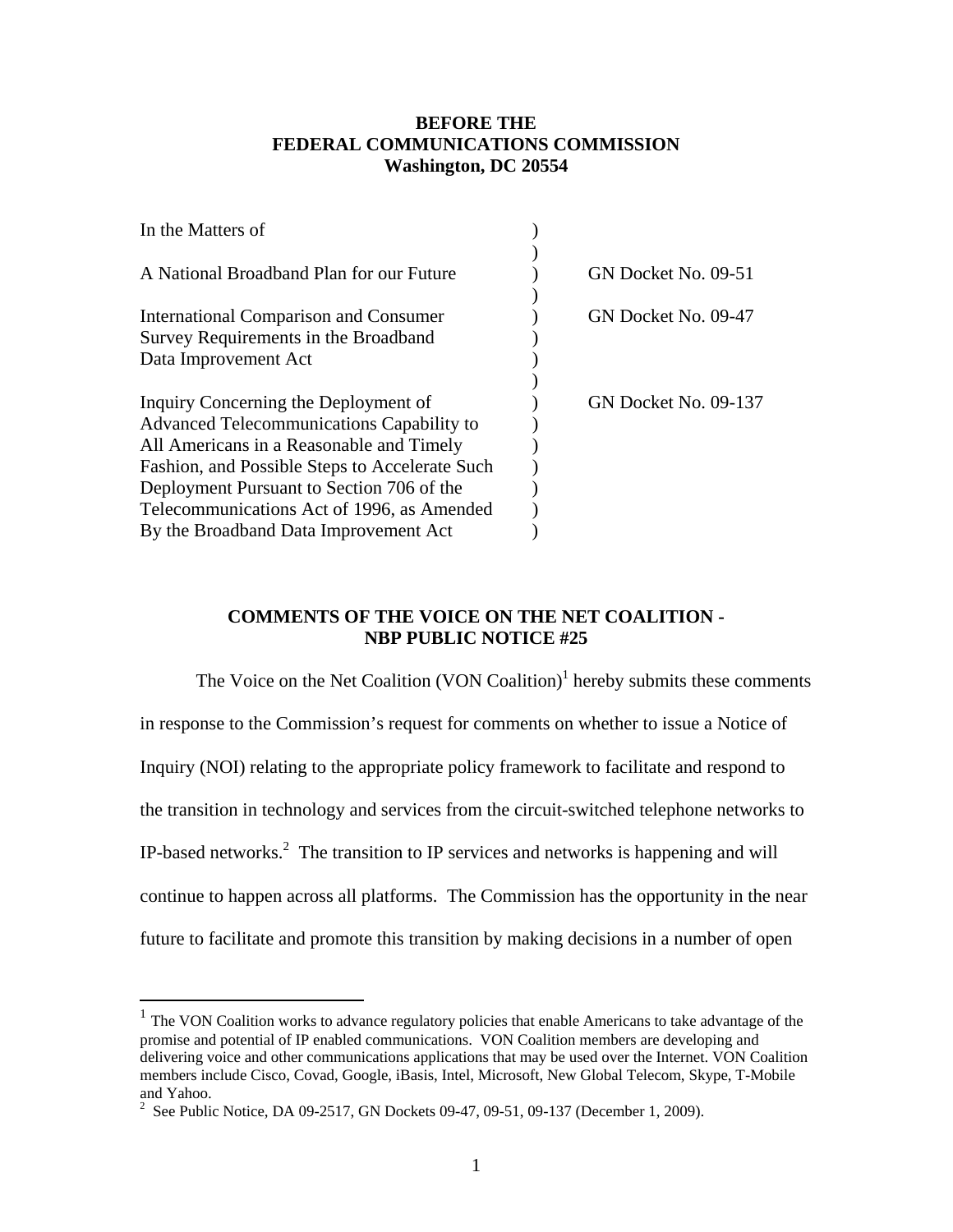**BEFORE THE**
**FEDERAL COMMUNICATIONS COMMISSION**
**Washington, DC 20554**

| In the Matters of | |
|---|---|
| A National Broadband Plan for our Future | GN Docket No. 09-51 |
| International Comparison and Consumer Survey Requirements in the Broadband Data Improvement Act | GN Docket No. 09-47 |
| Inquiry Concerning the Deployment of Advanced Telecommunications Capability to All Americans in a Reasonable and Timely Fashion, and Possible Steps to Accelerate Such Deployment Pursuant to Section 706 of the Telecommunications Act of 1996, as Amended By the Broadband Data Improvement Act | GN Docket No. 09-137 |

**COMMENTS OF THE VOICE ON THE NET COALITION - NBP PUBLIC NOTICE #25**

The Voice on the Net Coalition (VON Coalition)[1] hereby submits these comments in response to the Commission's request for comments on whether to issue a Notice of Inquiry (NOI) relating to the appropriate policy framework to facilitate and respond to the transition in technology and services from the circuit-switched telephone networks to IP-based networks.[2] The transition to IP services and networks is happening and will continue to happen across all platforms. The Commission has the opportunity in the near future to facilitate and promote this transition by making decisions in a number of open

[1] The VON Coalition works to advance regulatory policies that enable Americans to take advantage of the promise and potential of IP enabled communications. VON Coalition members are developing and delivering voice and other communications applications that may be used over the Internet. VON Coalition members include Cisco, Covad, Google, iBasis, Intel, Microsoft, New Global Telecom, Skype, T-Mobile and Yahoo.

[2] See Public Notice, DA 09-2517, GN Dockets 09-47, 09-51, 09-137 (December 1, 2009).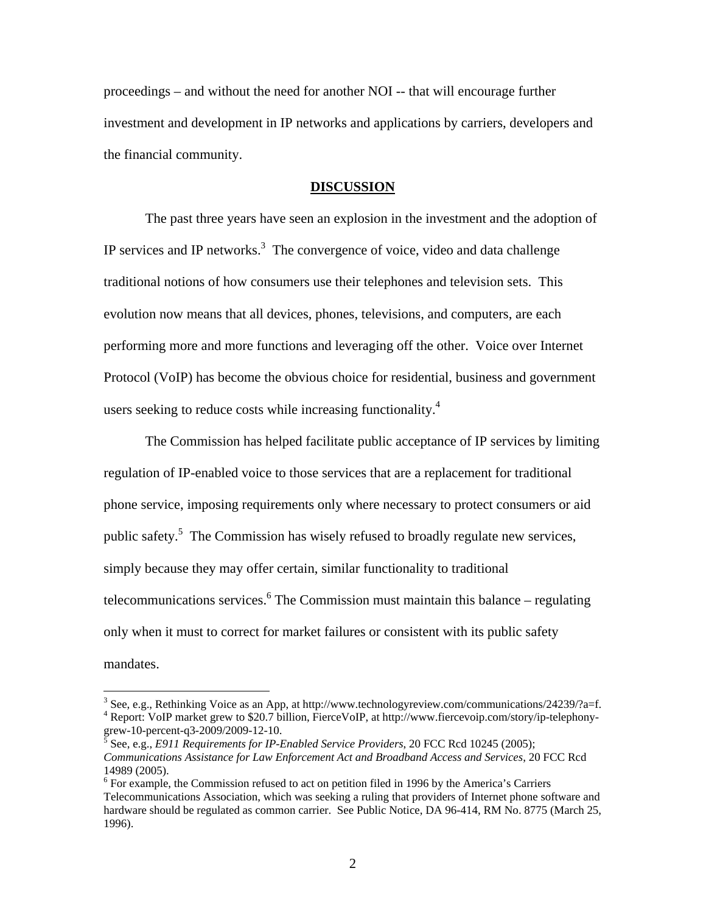proceedings – and without the need for another NOI -- that will encourage further investment and development in IP networks and applications by carriers, developers and the financial community.

## DISCUSSION

The past three years have seen an explosion in the investment and the adoption of IP services and IP networks.[3] The convergence of voice, video and data challenge traditional notions of how consumers use their telephones and television sets. This evolution now means that all devices, phones, televisions, and computers, are each performing more and more functions and leveraging off the other. Voice over Internet Protocol (VoIP) has become the obvious choice for residential, business and government users seeking to reduce costs while increasing functionality.[4]

The Commission has helped facilitate public acceptance of IP services by limiting regulation of IP-enabled voice to those services that are a replacement for traditional phone service, imposing requirements only where necessary to protect consumers or aid public safety.[5] The Commission has wisely refused to broadly regulate new services, simply because they may offer certain, similar functionality to traditional telecommunications services.[6] The Commission must maintain this balance – regulating only when it must to correct for market failures or consistent with its public safety mandates.

---

[3] See, e.g., Rethinking Voice as an App, at http://www.technologyreview.com/communications/24239/?a=f.

[4] Report: VoIP market grew to $20.7 billion, FierceVoIP, at http://www.fiercevoip.com/story/ip-telephony-grew-10-percent-q3-2009/2009-12-10.

[5] See, e.g., *E911 Requirements for IP-Enabled Service Providers*, 20 FCC Rcd 10245 (2005); *Communications Assistance for Law Enforcement Act and Broadband Access and Services*, 20 FCC Rcd 14989 (2005).

[6] For example, the Commission refused to act on petition filed in 1996 by the America's Carriers Telecommunications Association, which was seeking a ruling that providers of Internet phone software and hardware should be regulated as common carrier. See Public Notice, DA 96-414, RM No. 8775 (March 25, 1996).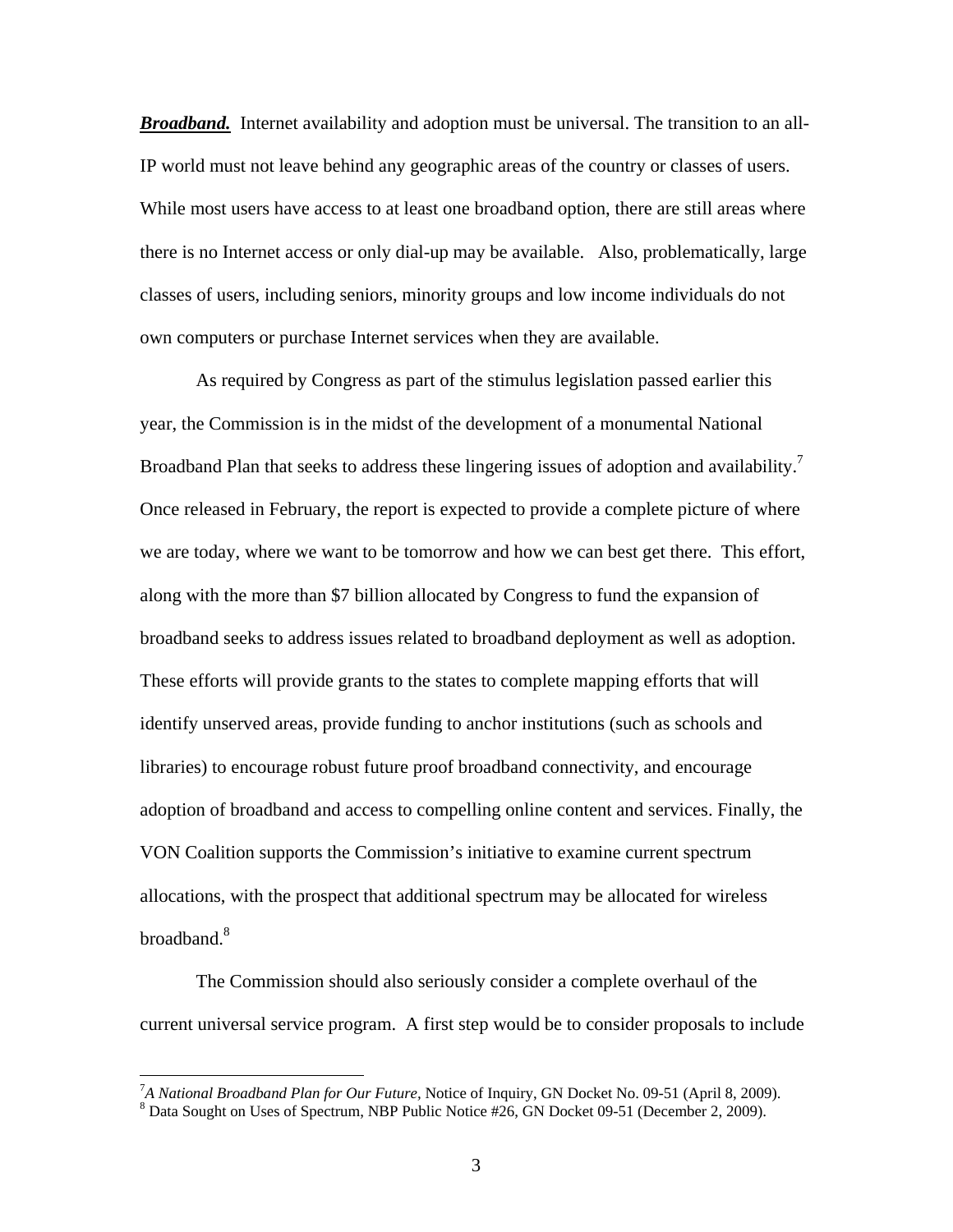***Broadband.*** Internet availability and adoption must be universal. The transition to an all-IP world must not leave behind any geographic areas of the country or classes of users. While most users have access to at least one broadband option, there are still areas where there is no Internet access or only dial-up may be available. Also, problematically, large classes of users, including seniors, minority groups and low income individuals do not own computers or purchase Internet services when they are available.

As required by Congress as part of the stimulus legislation passed earlier this year, the Commission is in the midst of the development of a monumental National Broadband Plan that seeks to address these lingering issues of adoption and availability.[7] Once released in February, the report is expected to provide a complete picture of where we are today, where we want to be tomorrow and how we can best get there. This effort, along with the more than $7 billion allocated by Congress to fund the expansion of broadband seeks to address issues related to broadband deployment as well as adoption. These efforts will provide grants to the states to complete mapping efforts that will identify unserved areas, provide funding to anchor institutions (such as schools and libraries) to encourage robust future proof broadband connectivity, and encourage adoption of broadband and access to compelling online content and services. Finally, the VON Coalition supports the Commission's initiative to examine current spectrum allocations, with the prospect that additional spectrum may be allocated for wireless broadband.[8]

The Commission should also seriously consider a complete overhaul of the current universal service program. A first step would be to consider proposals to include

---

[7] *A National Broadband Plan for Our Future,* Notice of Inquiry, GN Docket No. 09-51 (April 8, 2009).

[8] Data Sought on Uses of Spectrum, NBP Public Notice #26, GN Docket 09-51 (December 2, 2009).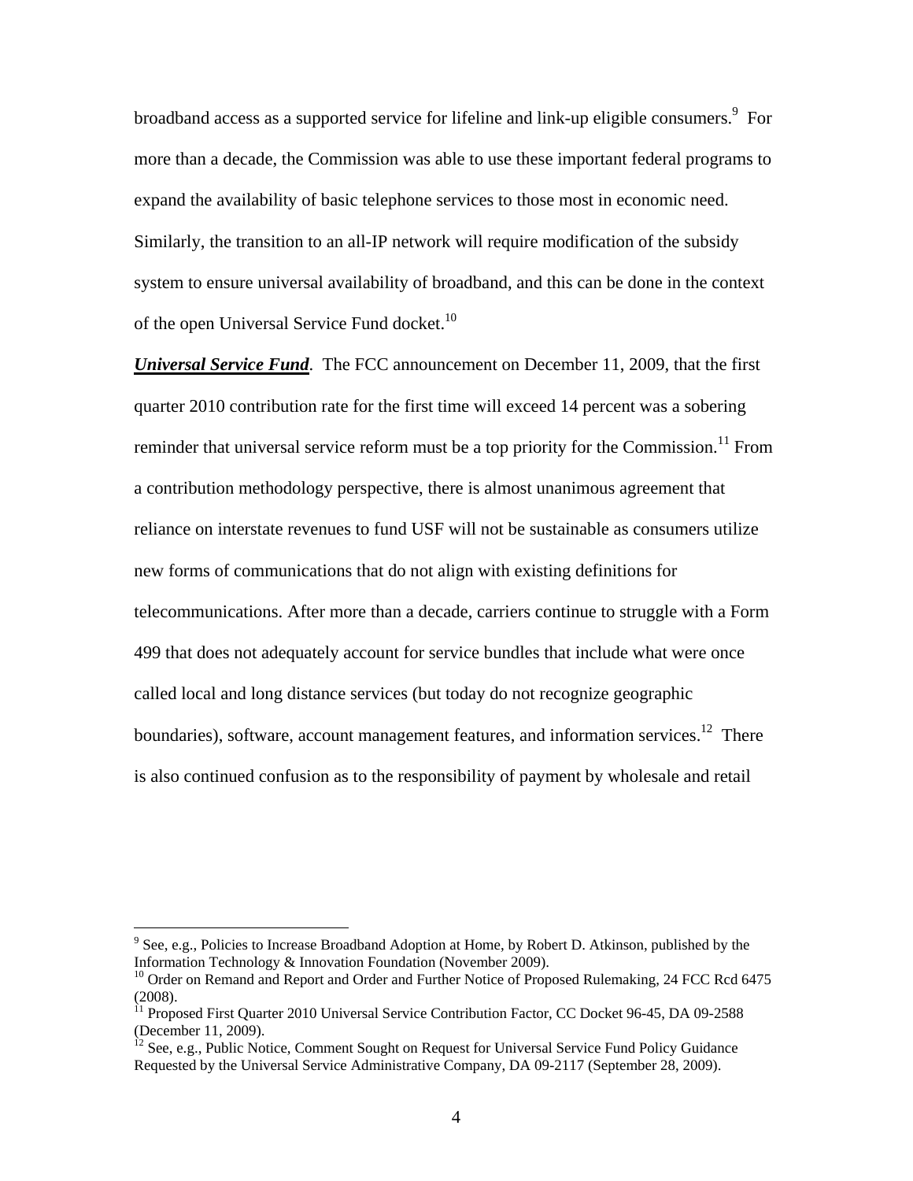broadband access as a supported service for lifeline and link-up eligible consumers.[9] For more than a decade, the Commission was able to use these important federal programs to expand the availability of basic telephone services to those most in economic need. Similarly, the transition to an all-IP network will require modification of the subsidy system to ensure universal availability of broadband, and this can be done in the context of the open Universal Service Fund docket.[10]

***Universal Service Fund***. The FCC announcement on December 11, 2009, that the first quarter 2010 contribution rate for the first time will exceed 14 percent was a sobering reminder that universal service reform must be a top priority for the Commission.[11] From a contribution methodology perspective, there is almost unanimous agreement that reliance on interstate revenues to fund USF will not be sustainable as consumers utilize new forms of communications that do not align with existing definitions for telecommunications. After more than a decade, carriers continue to struggle with a Form 499 that does not adequately account for service bundles that include what were once called local and long distance services (but today do not recognize geographic boundaries), software, account management features, and information services.[12] There is also continued confusion as to the responsibility of payment by wholesale and retail

---

[9] See, e.g., Policies to Increase Broadband Adoption at Home, by Robert D. Atkinson, published by the Information Technology & Innovation Foundation (November 2009).

[10] Order on Remand and Report and Order and Further Notice of Proposed Rulemaking, 24 FCC Rcd 6475 (2008).

[11] Proposed First Quarter 2010 Universal Service Contribution Factor, CC Docket 96-45, DA 09-2588 (December 11, 2009).

[12] See, e.g., Public Notice, Comment Sought on Request for Universal Service Fund Policy Guidance Requested by the Universal Service Administrative Company, DA 09-2117 (September 28, 2009).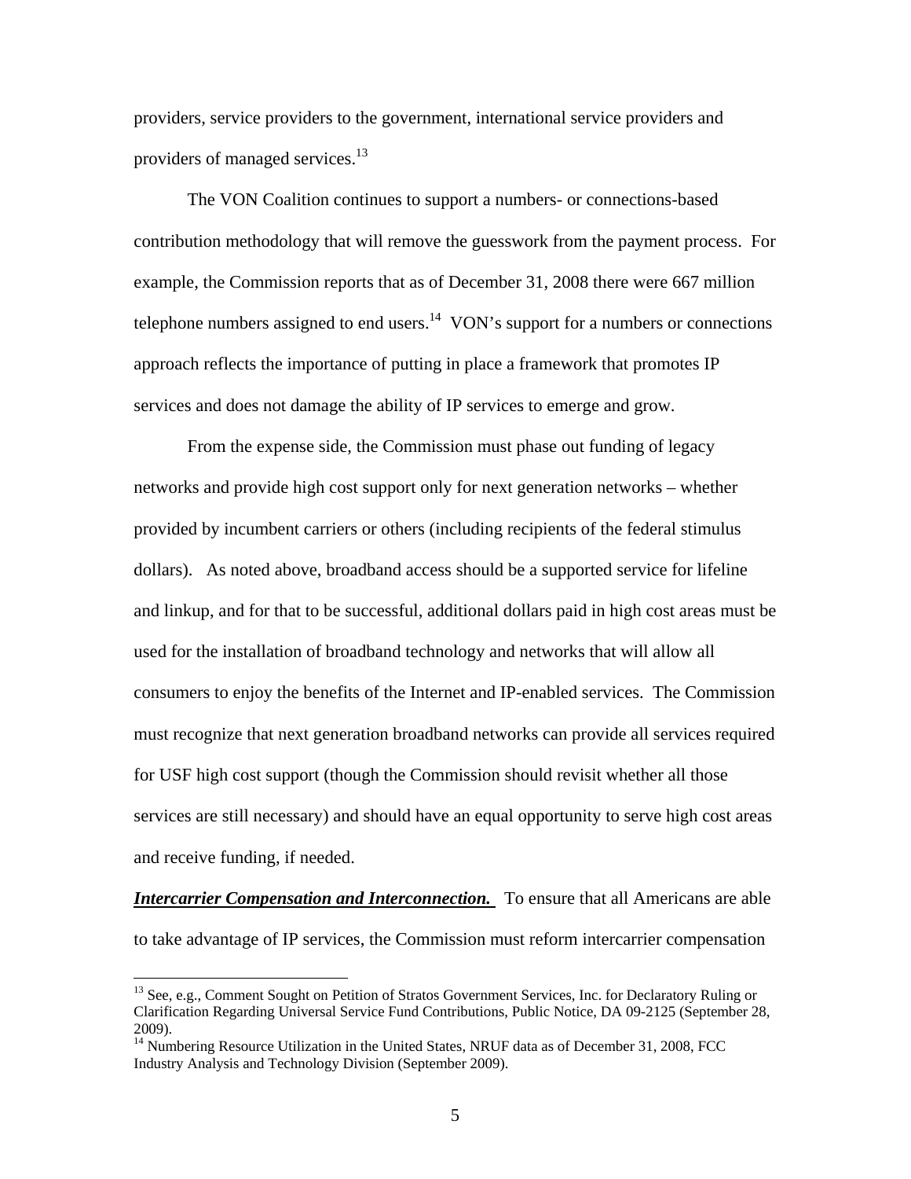providers, service providers to the government, international service providers and providers of managed services.[13]

The VON Coalition continues to support a numbers- or connections-based contribution methodology that will remove the guesswork from the payment process. For example, the Commission reports that as of December 31, 2008 there were 667 million telephone numbers assigned to end users.[14] VON's support for a numbers or connections approach reflects the importance of putting in place a framework that promotes IP services and does not damage the ability of IP services to emerge and grow.

From the expense side, the Commission must phase out funding of legacy networks and provide high cost support only for next generation networks – whether provided by incumbent carriers or others (including recipients of the federal stimulus dollars). As noted above, broadband access should be a supported service for lifeline and linkup, and for that to be successful, additional dollars paid in high cost areas must be used for the installation of broadband technology and networks that will allow all consumers to enjoy the benefits of the Internet and IP-enabled services. The Commission must recognize that next generation broadband networks can provide all services required for USF high cost support (though the Commission should revisit whether all those services are still necessary) and should have an equal opportunity to serve high cost areas and receive funding, if needed.

***Intercarrier Compensation and Interconnection.*** To ensure that all Americans are able to take advantage of IP services, the Commission must reform intercarrier compensation

---

[13] See, e.g., Comment Sought on Petition of Stratos Government Services, Inc. for Declaratory Ruling or Clarification Regarding Universal Service Fund Contributions, Public Notice, DA 09-2125 (September 28, 2009).

[14] Numbering Resource Utilization in the United States, NRUF data as of December 31, 2008, FCC Industry Analysis and Technology Division (September 2009).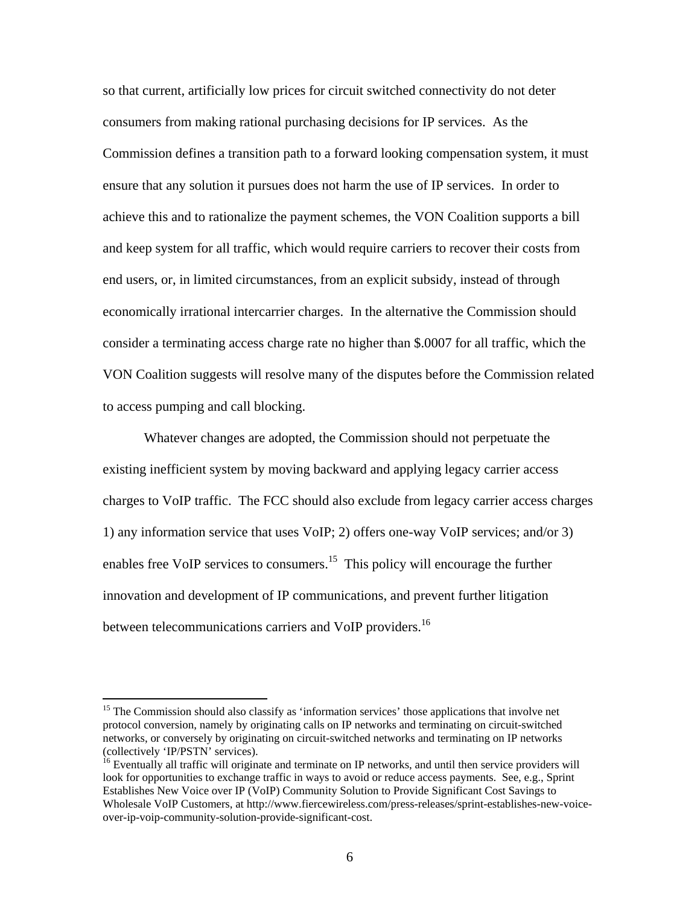so that current, artificially low prices for circuit switched connectivity do not deter consumers from making rational purchasing decisions for IP services. As the Commission defines a transition path to a forward looking compensation system, it must ensure that any solution it pursues does not harm the use of IP services. In order to achieve this and to rationalize the payment schemes, the VON Coalition supports a bill and keep system for all traffic, which would require carriers to recover their costs from end users, or, in limited circumstances, from an explicit subsidy, instead of through economically irrational intercarrier charges. In the alternative the Commission should consider a terminating access charge rate no higher than $.0007 for all traffic, which the VON Coalition suggests will resolve many of the disputes before the Commission related to access pumping and call blocking.

Whatever changes are adopted, the Commission should not perpetuate the existing inefficient system by moving backward and applying legacy carrier access charges to VoIP traffic. The FCC should also exclude from legacy carrier access charges 1) any information service that uses VoIP; 2) offers one-way VoIP services; and/or 3) enables free VoIP services to consumers.[15] This policy will encourage the further innovation and development of IP communications, and prevent further litigation between telecommunications carriers and VoIP providers.[16]

---

[15] The Commission should also classify as 'information services' those applications that involve net protocol conversion, namely by originating calls on IP networks and terminating on circuit-switched networks, or conversely by originating on circuit-switched networks and terminating on IP networks (collectively 'IP/PSTN' services).

[16] Eventually all traffic will originate and terminate on IP networks, and until then service providers will look for opportunities to exchange traffic in ways to avoid or reduce access payments. See, e.g., Sprint Establishes New Voice over IP (VoIP) Community Solution to Provide Significant Cost Savings to Wholesale VoIP Customers, at http://www.fiercewireless.com/press-releases/sprint-establishes-new-voice-over-ip-voip-community-solution-provide-significant-cost.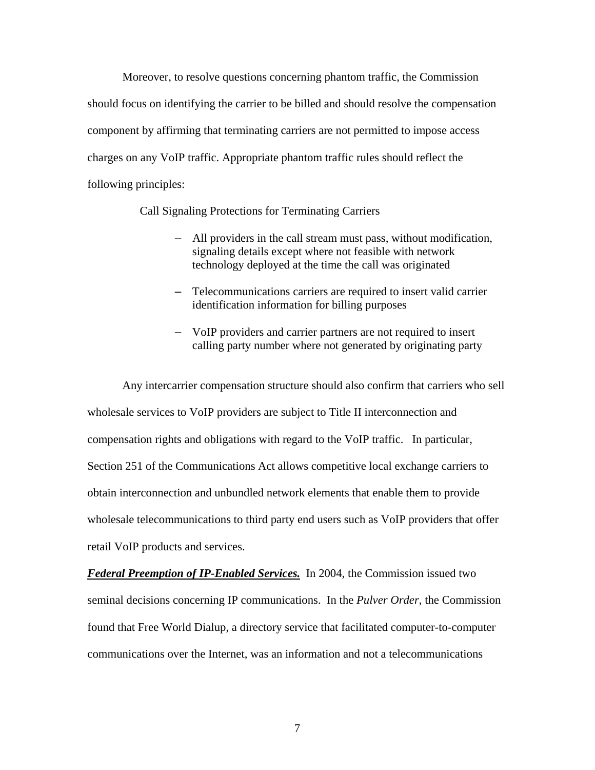Moreover, to resolve questions concerning phantom traffic, the Commission should focus on identifying the carrier to be billed and should resolve the compensation component by affirming that terminating carriers are not permitted to impose access charges on any VoIP traffic. Appropriate phantom traffic rules should reflect the following principles:

Call Signaling Protections for Terminating Carriers

- All providers in the call stream must pass, without modification, signaling details except where not feasible with network technology deployed at the time the call was originated
- Telecommunications carriers are required to insert valid carrier identification information for billing purposes
- VoIP providers and carrier partners are not required to insert calling party number where not generated by originating party

Any intercarrier compensation structure should also confirm that carriers who sell wholesale services to VoIP providers are subject to Title II interconnection and compensation rights and obligations with regard to the VoIP traffic. In particular, Section 251 of the Communications Act allows competitive local exchange carriers to obtain interconnection and unbundled network elements that enable them to provide wholesale telecommunications to third party end users such as VoIP providers that offer retail VoIP products and services.

***Federal Preemption of IP-Enabled Services.*** In 2004, the Commission issued two seminal decisions concerning IP communications. In the *Pulver Order*, the Commission found that Free World Dialup, a directory service that facilitated computer-to-computer communications over the Internet, was an information and not a telecommunications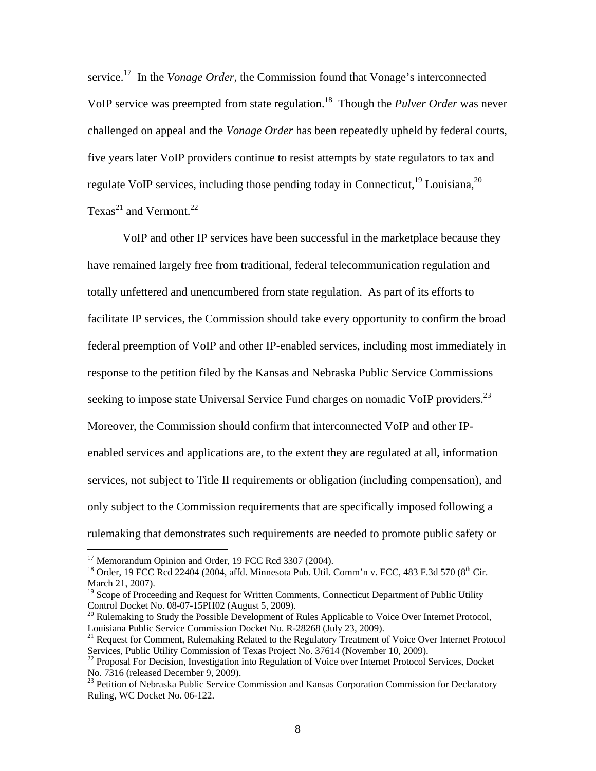service.[17] In the *Vonage Order*, the Commission found that Vonage's interconnected VoIP service was preempted from state regulation.[18] Though the *Pulver Order* was never challenged on appeal and the *Vonage Order* has been repeatedly upheld by federal courts, five years later VoIP providers continue to resist attempts by state regulators to tax and regulate VoIP services, including those pending today in Connecticut,[19] Louisiana,[20] Texas[21] and Vermont.[22]

VoIP and other IP services have been successful in the marketplace because they have remained largely free from traditional, federal telecommunication regulation and totally unfettered and unencumbered from state regulation. As part of its efforts to facilitate IP services, the Commission should take every opportunity to confirm the broad federal preemption of VoIP and other IP-enabled services, including most immediately in response to the petition filed by the Kansas and Nebraska Public Service Commissions seeking to impose state Universal Service Fund charges on nomadic VoIP providers.[23] Moreover, the Commission should confirm that interconnected VoIP and other IP-enabled services and applications are, to the extent they are regulated at all, information services, not subject to Title II requirements or obligation (including compensation), and only subject to the Commission requirements that are specifically imposed following a rulemaking that demonstrates such requirements are needed to promote public safety or

---

[17] Memorandum Opinion and Order, 19 FCC Rcd 3307 (2004).

[18] Order, 19 FCC Rcd 22404 (2004, affd. Minnesota Pub. Util. Comm'n v. FCC, 483 F.3d 570 (8th Cir. March 21, 2007).

[19] Scope of Proceeding and Request for Written Comments, Connecticut Department of Public Utility Control Docket No. 08-07-15PH02 (August 5, 2009).

[20] Rulemaking to Study the Possible Development of Rules Applicable to Voice Over Internet Protocol, Louisiana Public Service Commission Docket No. R-28268 (July 23, 2009).

[21] Request for Comment, Rulemaking Related to the Regulatory Treatment of Voice Over Internet Protocol Services, Public Utility Commission of Texas Project No. 37614 (November 10, 2009).

[22] Proposal For Decision, Investigation into Regulation of Voice over Internet Protocol Services, Docket No. 7316 (released December 9, 2009).

[23] Petition of Nebraska Public Service Commission and Kansas Corporation Commission for Declaratory Ruling, WC Docket No. 06-122.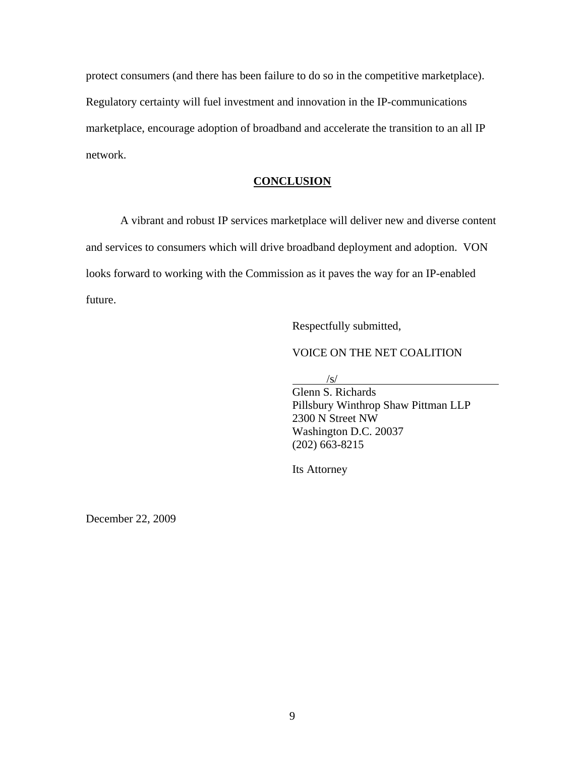protect consumers (and there has been failure to do so in the competitive marketplace). Regulatory certainty will fuel investment and innovation in the IP-communications marketplace, encourage adoption of broadband and accelerate the transition to an all IP network.

## CONCLUSION

A vibrant and robust IP services marketplace will deliver new and diverse content and services to consumers which will drive broadband deployment and adoption. VON looks forward to working with the Commission as it paves the way for an IP-enabled future.

Respectfully submitted,

VOICE ON THE NET COALITION

/s/

Glenn S. Richards
Pillsbury Winthrop Shaw Pittman LLP
2300 N Street NW
Washington D.C. 20037
(202) 663-8215

Its Attorney

December 22, 2009